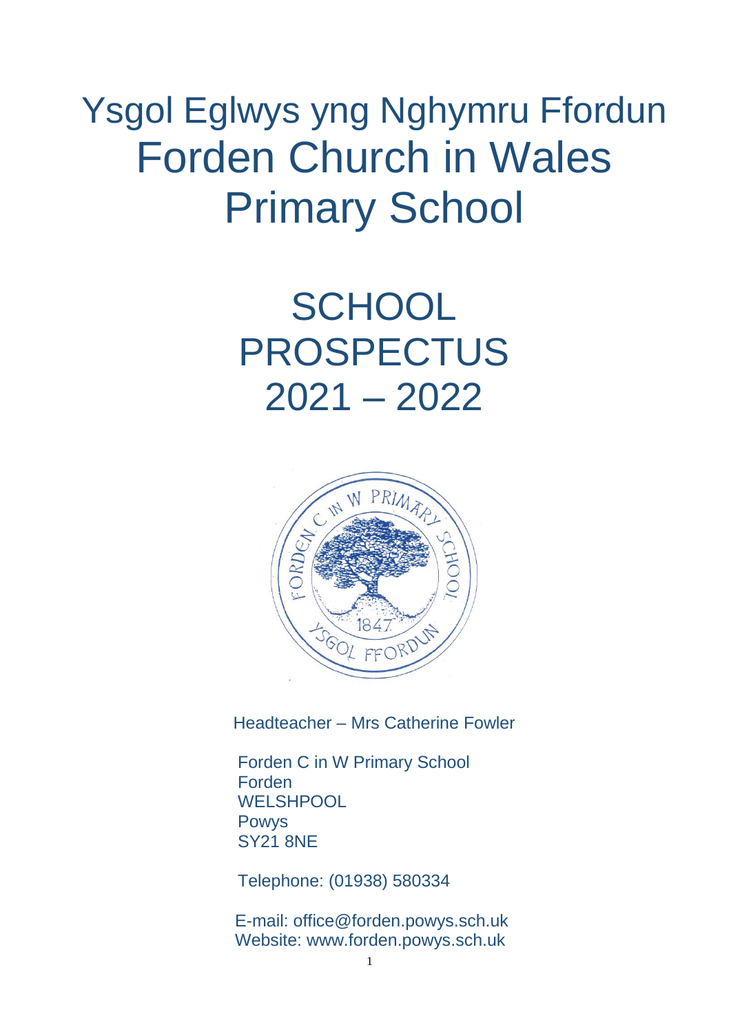# Ysgol Eglwys yng Nghymru Ffordun
# Forden Church in Wales Primary School

## SCHOOL PROSPECTUS 2021 – 2022

Headteacher – Mrs Catherine Fowler

Forden C in W Primary School
Forden
WELSHPOOL
Powys
SY21 8NE

Telephone: (01938) 580334

E-mail: office@forden.powys.sch.uk
Website: www.forden.powys.sch.uk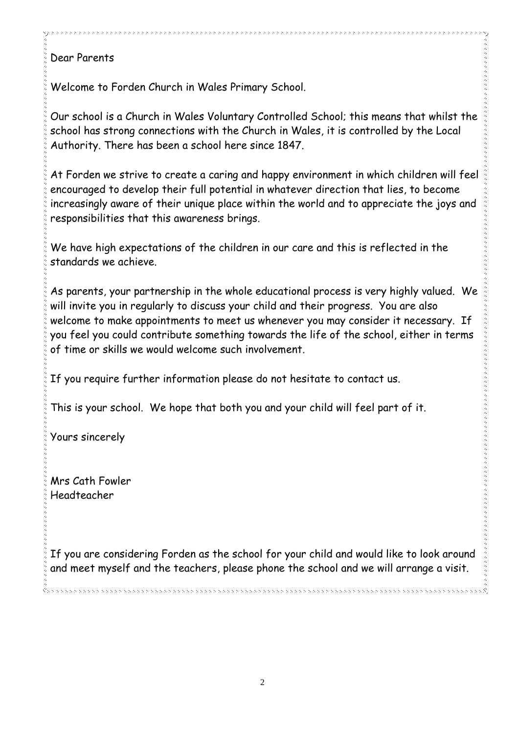Dear Parents

Welcome to Forden Church in Wales Primary School.

Our school is a Church in Wales Voluntary Controlled School; this means that whilst the school has strong connections with the Church in Wales, it is controlled by the Local Authority. There has been a school here since 1847.

At Forden we strive to create a caring and happy environment in which children will feel encouraged to develop their full potential in whatever direction that lies, to become increasingly aware of their unique place within the world and to appreciate the joys and responsibilities that this awareness brings.

We have high expectations of the children in our care and this is reflected in the standards we achieve.

As parents, your partnership in the whole educational process is very highly valued. We will invite you in regularly to discuss your child and their progress. You are also welcome to make appointments to meet us whenever you may consider it necessary. If you feel you could contribute something towards the life of the school, either in terms of time or skills we would welcome such involvement.

If you require further information please do not hesitate to contact us.

This is your school. We hope that both you and your child will feel part of it.

Yours sincerely

Mrs Cath Fowler
Headteacher

If you are considering Forden as the school for your child and would like to look around and meet myself and the teachers, please phone the school and we will arrange a visit.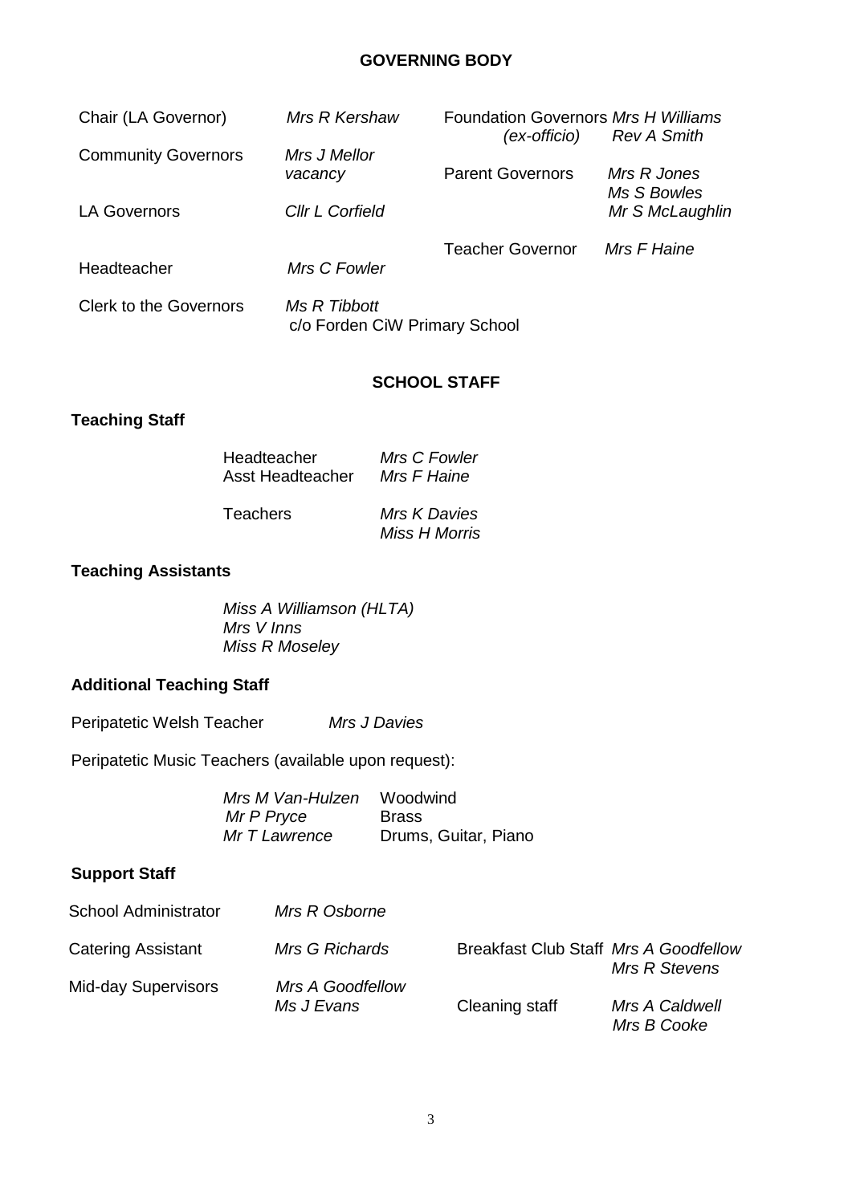## GOVERNING BODY

| | | | |
|---|---|---|---|
| Chair (LA Governor) | *Mrs R Kershaw* | Foundation Governors *(ex-officio)* | *Mrs H Williams* *Rev A Smith* |
| Community Governors | *Mrs J Mellor* *vacancy* | Parent Governors | *Mrs R Jones* *Ms S Bowles* *Mr S McLaughlin* |
| LA Governors | *Cllr L Corfield* | | |
| Headteacher | *Mrs C Fowler* | Teacher Governor | *Mrs F Haine* |
| Clerk to the Governors | *Ms R Tibbott* c/o Forden CiW Primary School | | |

## SCHOOL STAFF

### Teaching Staff

| | |
|---|---|
| Headteacher | *Mrs C Fowler* |
| Asst Headteacher | *Mrs F Haine* |
| Teachers | *Mrs K Davies* *Miss H Morris* |

### Teaching Assistants

*Miss A Williamson (HLTA)*
*Mrs V Inns*
*Miss R Moseley*

### Additional Teaching Staff

Peripatetic Welsh Teacher *Mrs J Davies*

Peripatetic Music Teachers (available upon request):

| | |
|---|---|
| *Mrs M Van-Hulzen* | Woodwind |
| *Mr P Pryce* | Brass |
| *Mr T Lawrence* | Drums, Guitar, Piano |

### Support Staff

| | | | |
|---|---|---|---|
| School Administrator | *Mrs R Osborne* | | |
| Catering Assistant | *Mrs G Richards* | Breakfast Club Staff | *Mrs A Goodfellow* *Mrs R Stevens* |
| Mid-day Supervisors | *Mrs A Goodfellow* *Ms J Evans* | Cleaning staff | *Mrs A Caldwell* *Mrs B Cooke* |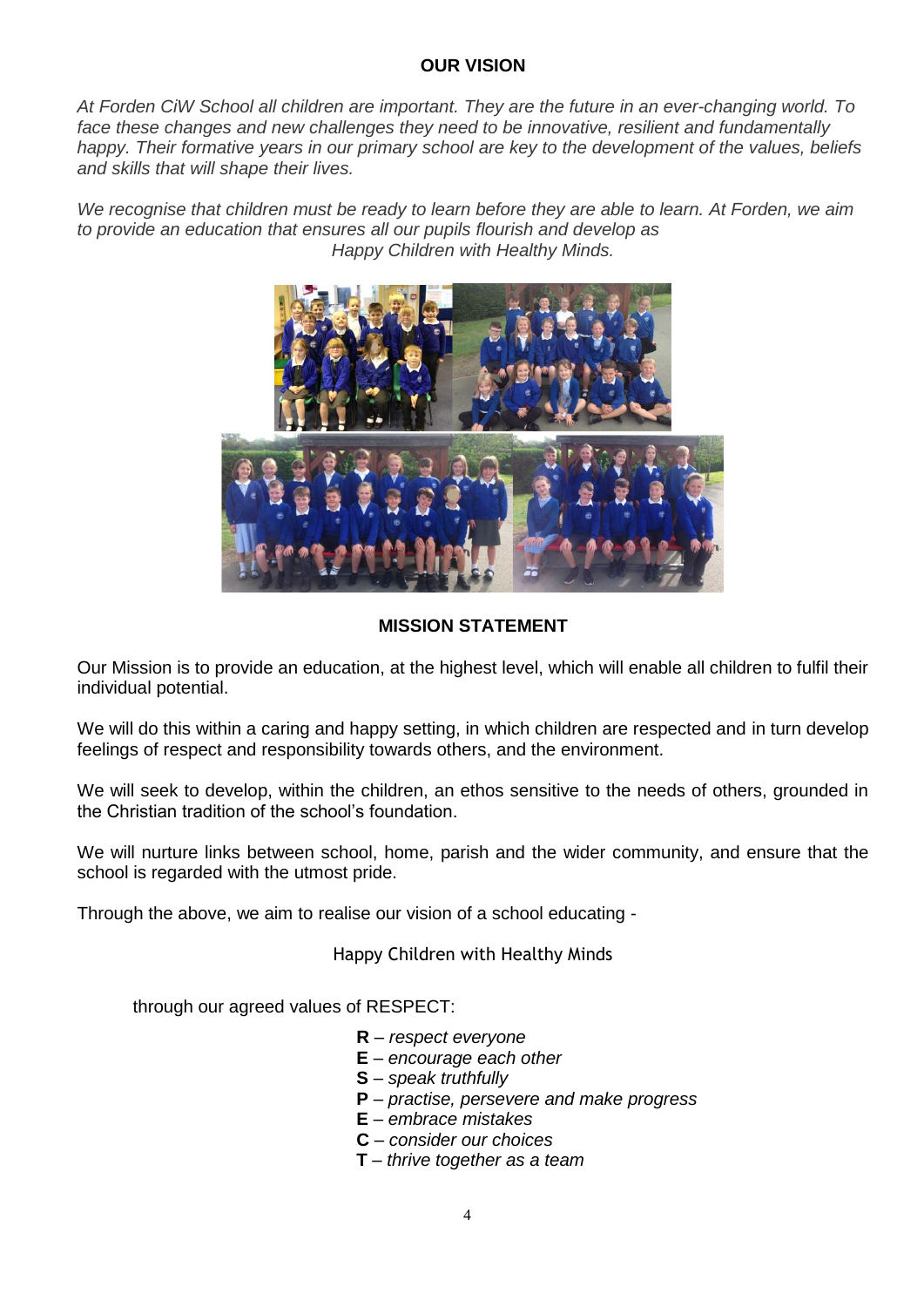## OUR VISION

*At Forden CiW School all children are important. They are the future in an ever-changing world. To face these changes and new challenges they need to be innovative, resilient and fundamentally happy. Their formative years in our primary school are key to the development of the values, beliefs and skills that will shape their lives.*

*We recognise that children must be ready to learn before they are able to learn. At Forden, we aim to provide an education that ensures all our pupils flourish and develop as Happy Children with Healthy Minds.*

## MISSION STATEMENT

Our Mission is to provide an education, at the highest level, which will enable all children to fulfil their individual potential.

We will do this within a caring and happy setting, in which children are respected and in turn develop feelings of respect and responsibility towards others, and the environment.

We will seek to develop, within the children, an ethos sensitive to the needs of others, grounded in the Christian tradition of the school's foundation.

We will nurture links between school, home, parish and the wider community, and ensure that the school is regarded with the utmost pride.

Through the above, we aim to realise our vision of a school educating -

Happy Children with Healthy Minds

through our agreed values of RESPECT:

- **R** – *respect everyone*
- **E** – *encourage each other*
- **S** – *speak truthfully*
- **P** – *practise, persevere and make progress*
- **E** – *embrace mistakes*
- **C** – *consider our choices*
- **T** – *thrive together as a team*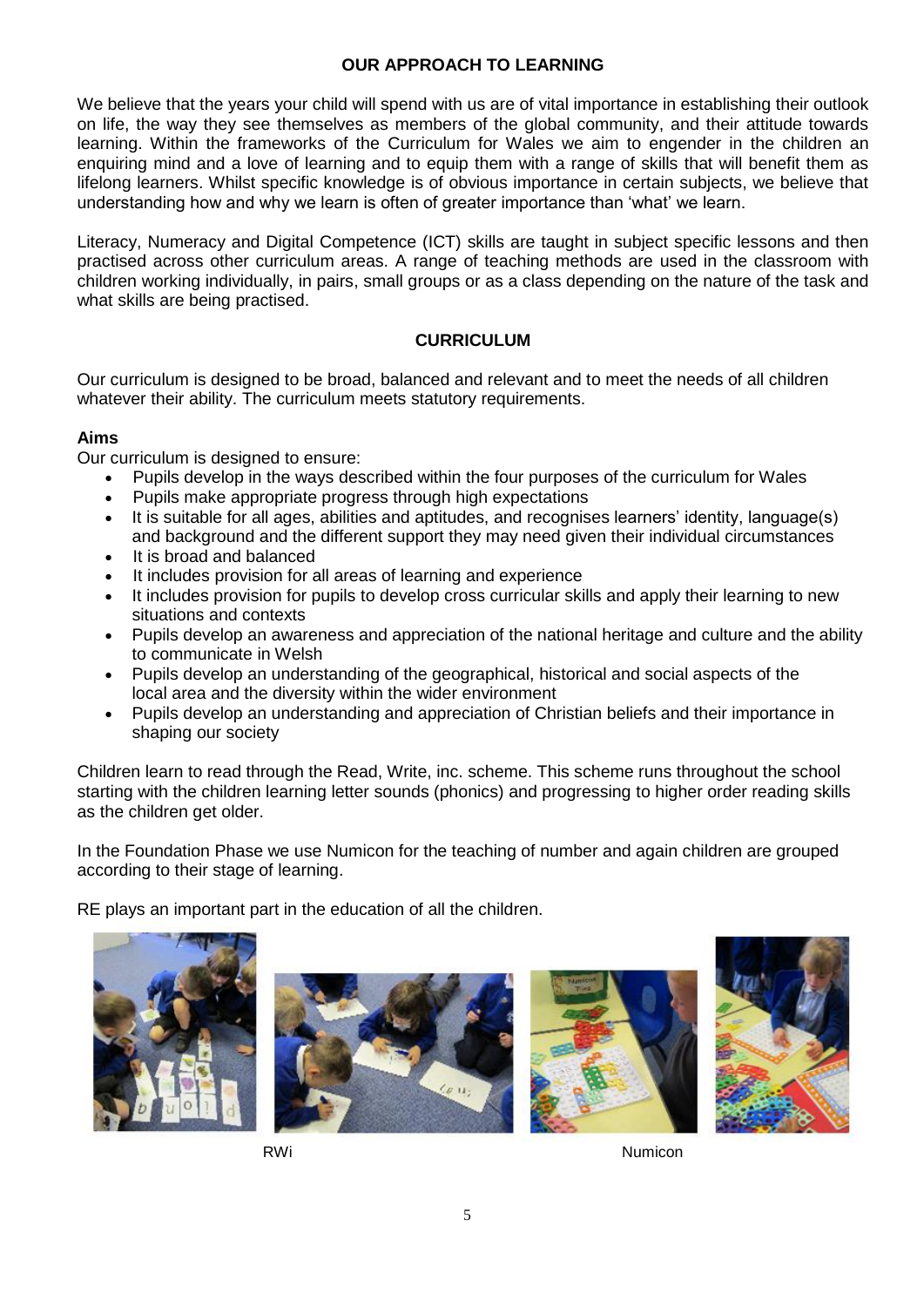## OUR APPROACH TO LEARNING

We believe that the years your child will spend with us are of vital importance in establishing their outlook on life, the way they see themselves as members of the global community, and their attitude towards learning. Within the frameworks of the Curriculum for Wales we aim to engender in the children an enquiring mind and a love of learning and to equip them with a range of skills that will benefit them as lifelong learners. Whilst specific knowledge is of obvious importance in certain subjects, we believe that understanding how and why we learn is often of greater importance than 'what' we learn.

Literacy, Numeracy and Digital Competence (ICT) skills are taught in subject specific lessons and then practised across other curriculum areas. A range of teaching methods are used in the classroom with children working individually, in pairs, small groups or as a class depending on the nature of the task and what skills are being practised.

## CURRICULUM

Our curriculum is designed to be broad, balanced and relevant and to meet the needs of all children whatever their ability. The curriculum meets statutory requirements.

### Aims

Our curriculum is designed to ensure:

- Pupils develop in the ways described within the four purposes of the curriculum for Wales
- Pupils make appropriate progress through high expectations
- It is suitable for all ages, abilities and aptitudes, and recognises learners' identity, language(s) and background and the different support they may need given their individual circumstances
- It is broad and balanced
- It includes provision for all areas of learning and experience
- It includes provision for pupils to develop cross curricular skills and apply their learning to new situations and contexts
- Pupils develop an awareness and appreciation of the national heritage and culture and the ability to communicate in Welsh
- Pupils develop an understanding of the geographical, historical and social aspects of the local area and the diversity within the wider environment
- Pupils develop an understanding and appreciation of Christian beliefs and their importance in shaping our society

Children learn to read through the Read, Write, inc. scheme. This scheme runs throughout the school starting with the children learning letter sounds (phonics) and progressing to higher order reading skills as the children get older.

In the Foundation Phase we use Numicon for the teaching of number and again children are grouped according to their stage of learning.

RE plays an important part in the education of all the children.

RWi

Numicon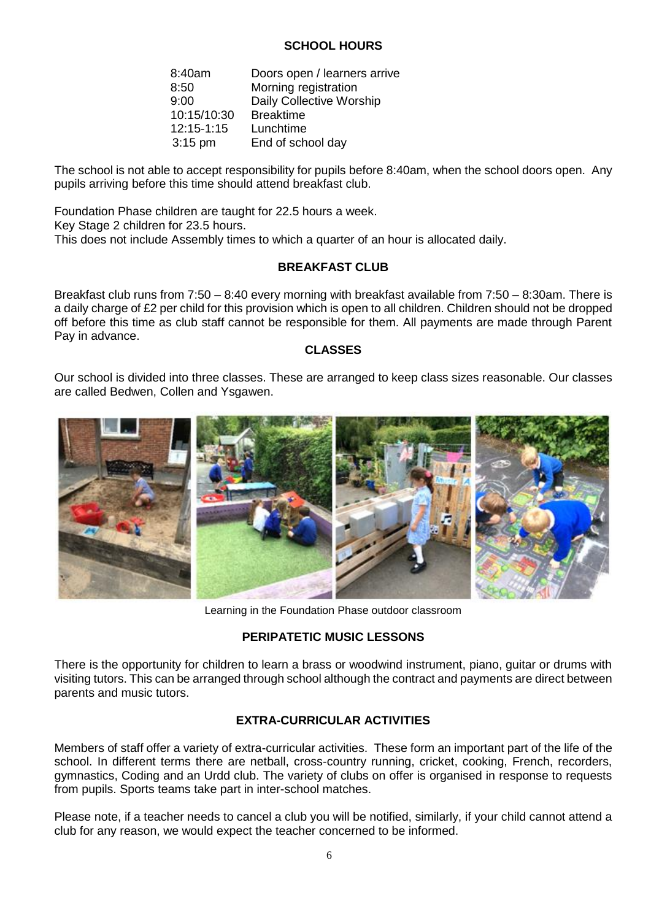## SCHOOL HOURS

| | |
|---|---|
| 8:40am | Doors open / learners arrive |
| 8:50 | Morning registration |
| 9:00 | Daily Collective Worship |
| 10:15/10:30 | Breaktime |
| 12:15-1:15 | Lunchtime |
| 3:15 pm | End of school day |

The school is not able to accept responsibility for pupils before 8:40am, when the school doors open. Any pupils arriving before this time should attend breakfast club.

Foundation Phase children are taught for 22.5 hours a week.
Key Stage 2 children for 23.5 hours.
This does not include Assembly times to which a quarter of an hour is allocated daily.

## BREAKFAST CLUB

Breakfast club runs from 7:50 – 8:40 every morning with breakfast available from 7:50 – 8:30am. There is a daily charge of £2 per child for this provision which is open to all children. Children should not be dropped off before this time as club staff cannot be responsible for them. All payments are made through Parent Pay in advance.

## CLASSES

Our school is divided into three classes. These are arranged to keep class sizes reasonable. Our classes are called Bedwen, Collen and Ysgawen.

Learning in the Foundation Phase outdoor classroom

## PERIPATETIC MUSIC LESSONS

There is the opportunity for children to learn a brass or woodwind instrument, piano, guitar or drums with visiting tutors. This can be arranged through school although the contract and payments are direct between parents and music tutors.

## EXTRA-CURRICULAR ACTIVITIES

Members of staff offer a variety of extra-curricular activities. These form an important part of the life of the school. In different terms there are netball, cross-country running, cricket, cooking, French, recorders, gymnastics, Coding and an Urdd club. The variety of clubs on offer is organised in response to requests from pupils. Sports teams take part in inter-school matches.

Please note, if a teacher needs to cancel a club you will be notified, similarly, if your child cannot attend a club for any reason, we would expect the teacher concerned to be informed.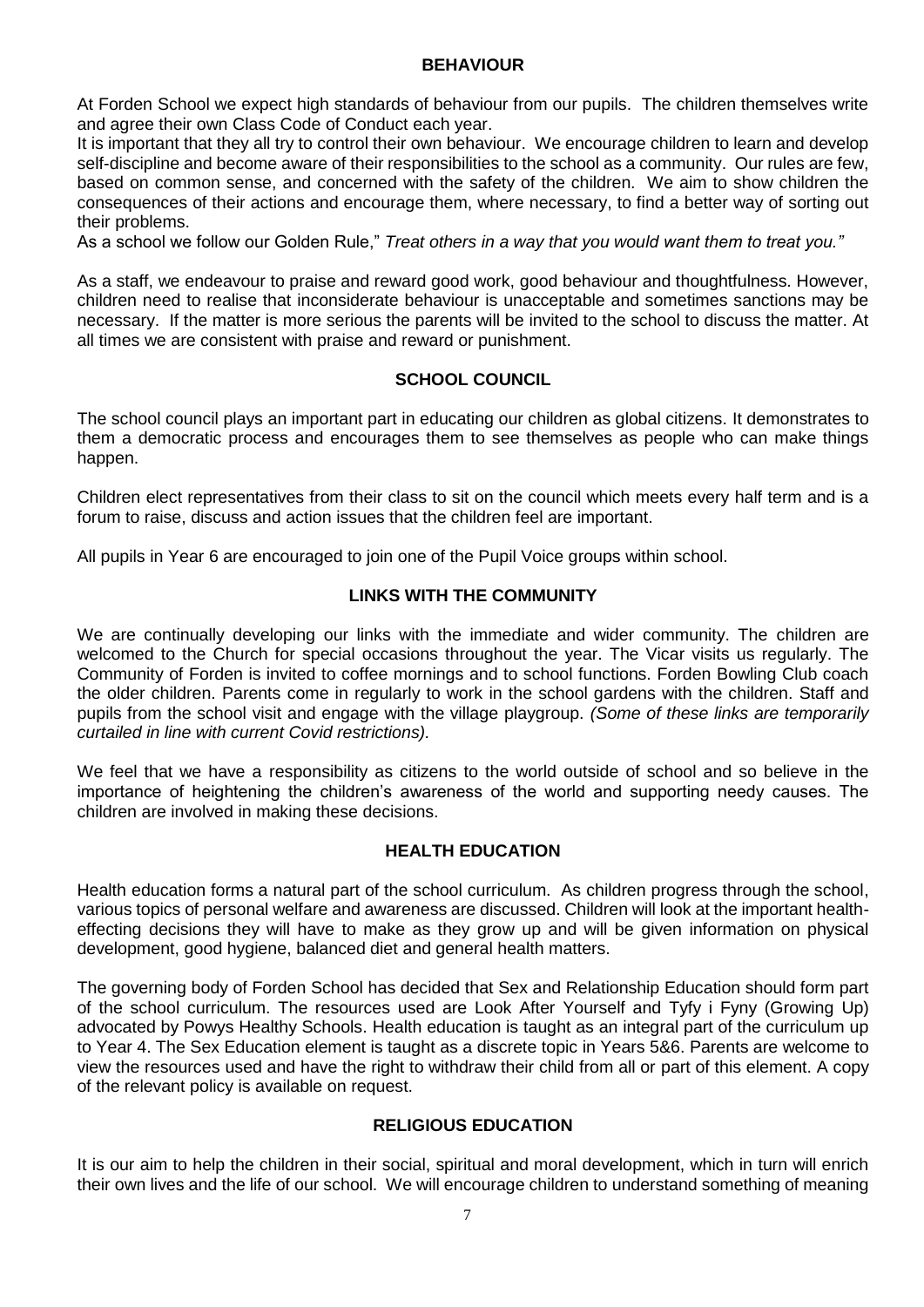## BEHAVIOUR

At Forden School we expect high standards of behaviour from our pupils. The children themselves write and agree their own Class Code of Conduct each year.

It is important that they all try to control their own behaviour. We encourage children to learn and develop self-discipline and become aware of their responsibilities to the school as a community. Our rules are few, based on common sense, and concerned with the safety of the children. We aim to show children the consequences of their actions and encourage them, where necessary, to find a better way of sorting out their problems.

As a school we follow our Golden Rule," *Treat others in a way that you would want them to treat you."*

As a staff, we endeavour to praise and reward good work, good behaviour and thoughtfulness. However, children need to realise that inconsiderate behaviour is unacceptable and sometimes sanctions may be necessary. If the matter is more serious the parents will be invited to the school to discuss the matter. At all times we are consistent with praise and reward or punishment.

## SCHOOL COUNCIL

The school council plays an important part in educating our children as global citizens. It demonstrates to them a democratic process and encourages them to see themselves as people who can make things happen.

Children elect representatives from their class to sit on the council which meets every half term and is a forum to raise, discuss and action issues that the children feel are important.

All pupils in Year 6 are encouraged to join one of the Pupil Voice groups within school.

## LINKS WITH THE COMMUNITY

We are continually developing our links with the immediate and wider community. The children are welcomed to the Church for special occasions throughout the year. The Vicar visits us regularly. The Community of Forden is invited to coffee mornings and to school functions. Forden Bowling Club coach the older children. Parents come in regularly to work in the school gardens with the children. Staff and pupils from the school visit and engage with the village playgroup. *(Some of these links are temporarily curtailed in line with current Covid restrictions).*

We feel that we have a responsibility as citizens to the world outside of school and so believe in the importance of heightening the children's awareness of the world and supporting needy causes. The children are involved in making these decisions.

## HEALTH EDUCATION

Health education forms a natural part of the school curriculum. As children progress through the school, various topics of personal welfare and awareness are discussed. Children will look at the important health-effecting decisions they will have to make as they grow up and will be given information on physical development, good hygiene, balanced diet and general health matters.

The governing body of Forden School has decided that Sex and Relationship Education should form part of the school curriculum. The resources used are Look After Yourself and Tyfy i Fyny (Growing Up) advocated by Powys Healthy Schools. Health education is taught as an integral part of the curriculum up to Year 4. The Sex Education element is taught as a discrete topic in Years 5&6. Parents are welcome to view the resources used and have the right to withdraw their child from all or part of this element. A copy of the relevant policy is available on request.

## RELIGIOUS EDUCATION

It is our aim to help the children in their social, spiritual and moral development, which in turn will enrich their own lives and the life of our school. We will encourage children to understand something of meaning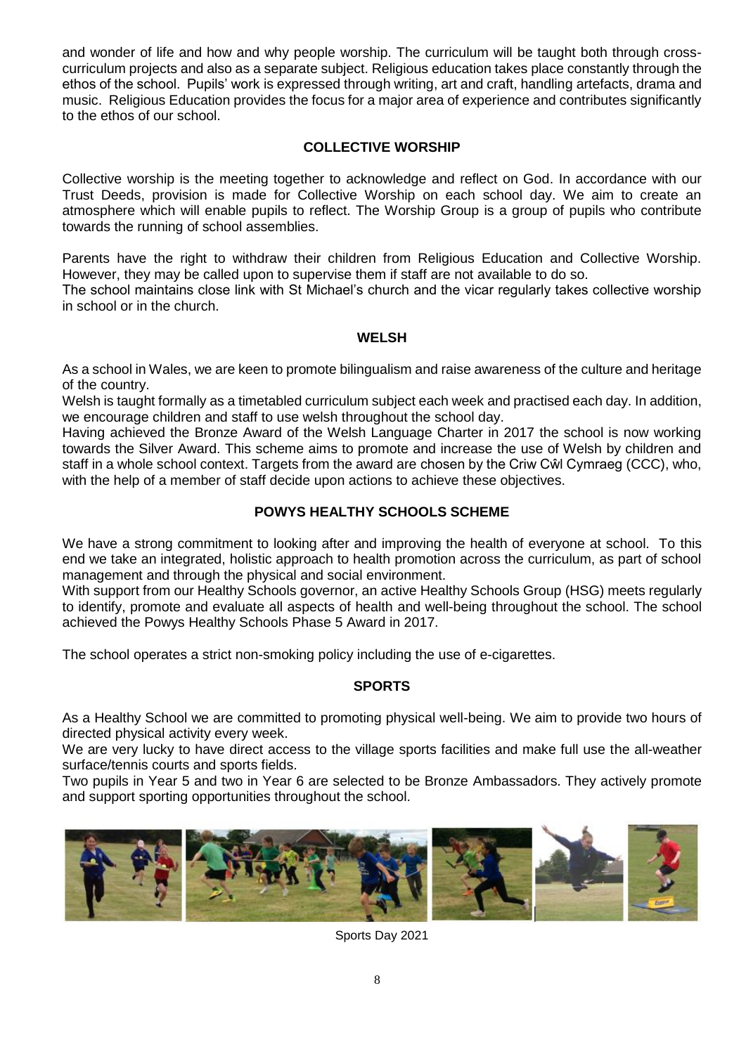and wonder of life and how and why people worship. The curriculum will be taught both through cross-curriculum projects and also as a separate subject. Religious education takes place constantly through the ethos of the school. Pupils' work is expressed through writing, art and craft, handling artefacts, drama and music. Religious Education provides the focus for a major area of experience and contributes significantly to the ethos of our school.

## COLLECTIVE WORSHIP

Collective worship is the meeting together to acknowledge and reflect on God. In accordance with our Trust Deeds, provision is made for Collective Worship on each school day. We aim to create an atmosphere which will enable pupils to reflect. The Worship Group is a group of pupils who contribute towards the running of school assemblies.

Parents have the right to withdraw their children from Religious Education and Collective Worship. However, they may be called upon to supervise them if staff are not available to do so.
The school maintains close link with St Michael's church and the vicar regularly takes collective worship in school or in the church.

## WELSH

As a school in Wales, we are keen to promote bilingualism and raise awareness of the culture and heritage of the country.
Welsh is taught formally as a timetabled curriculum subject each week and practised each day. In addition, we encourage children and staff to use welsh throughout the school day.
Having achieved the Bronze Award of the Welsh Language Charter in 2017 the school is now working towards the Silver Award. This scheme aims to promote and increase the use of Welsh by children and staff in a whole school context. Targets from the award are chosen by the Criw Cŵl Cymraeg (CCC), who, with the help of a member of staff decide upon actions to achieve these objectives.

## POWYS HEALTHY SCHOOLS SCHEME

We have a strong commitment to looking after and improving the health of everyone at school. To this end we take an integrated, holistic approach to health promotion across the curriculum, as part of school management and through the physical and social environment.
With support from our Healthy Schools governor, an active Healthy Schools Group (HSG) meets regularly to identify, promote and evaluate all aspects of health and well-being throughout the school. The school achieved the Powys Healthy Schools Phase 5 Award in 2017.

The school operates a strict non-smoking policy including the use of e-cigarettes.

## SPORTS

As a Healthy School we are committed to promoting physical well-being. We aim to provide two hours of directed physical activity every week.
We are very lucky to have direct access to the village sports facilities and make full use the all-weather surface/tennis courts and sports fields.
Two pupils in Year 5 and two in Year 6 are selected to be Bronze Ambassadors. They actively promote and support sporting opportunities throughout the school.

Sports Day 2021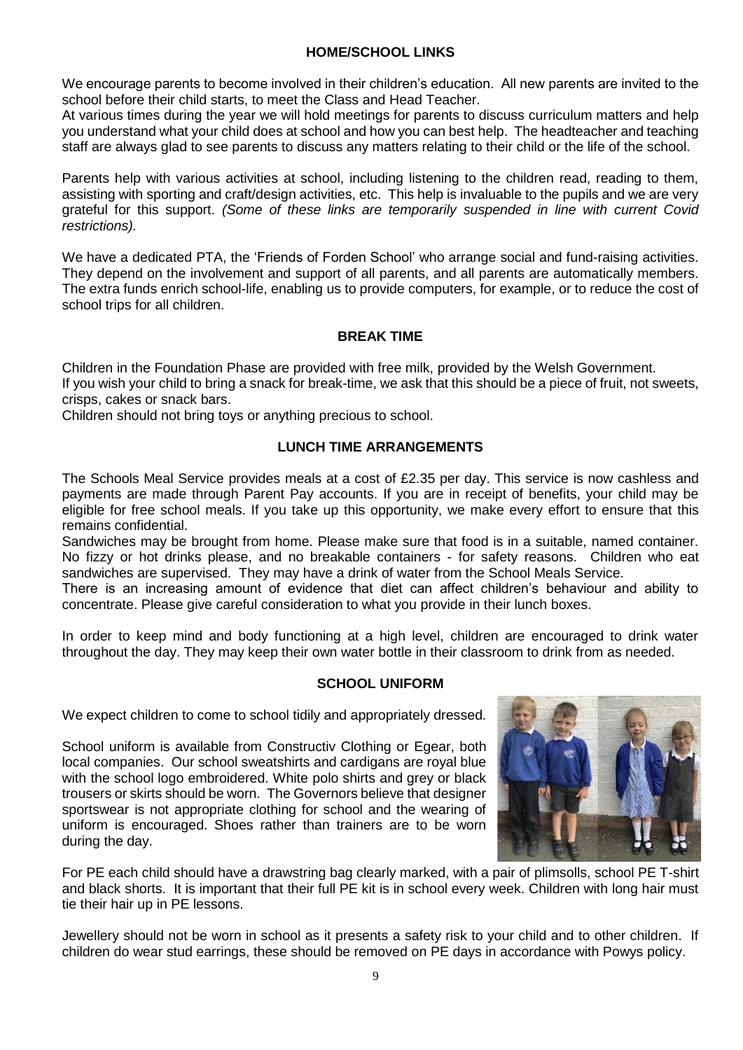## HOME/SCHOOL LINKS

We encourage parents to become involved in their children's education. All new parents are invited to the school before their child starts, to meet the Class and Head Teacher.
At various times during the year we will hold meetings for parents to discuss curriculum matters and help you understand what your child does at school and how you can best help. The headteacher and teaching staff are always glad to see parents to discuss any matters relating to their child or the life of the school.

Parents help with various activities at school, including listening to the children read, reading to them, assisting with sporting and craft/design activities, etc. This help is invaluable to the pupils and we are very grateful for this support. *(Some of these links are temporarily suspended in line with current Covid restrictions).*

We have a dedicated PTA, the 'Friends of Forden School' who arrange social and fund-raising activities. They depend on the involvement and support of all parents, and all parents are automatically members. The extra funds enrich school-life, enabling us to provide computers, for example, or to reduce the cost of school trips for all children.

## BREAK TIME

Children in the Foundation Phase are provided with free milk, provided by the Welsh Government.
If you wish your child to bring a snack for break-time, we ask that this should be a piece of fruit, not sweets, crisps, cakes or snack bars.
Children should not bring toys or anything precious to school.

## LUNCH TIME ARRANGEMENTS

The Schools Meal Service provides meals at a cost of £2.35 per day. This service is now cashless and payments are made through Parent Pay accounts. If you are in receipt of benefits, your child may be eligible for free school meals. If you take up this opportunity, we make every effort to ensure that this remains confidential.
Sandwiches may be brought from home. Please make sure that food is in a suitable, named container. No fizzy or hot drinks please, and no breakable containers - for safety reasons. Children who eat sandwiches are supervised. They may have a drink of water from the School Meals Service.
There is an increasing amount of evidence that diet can affect children's behaviour and ability to concentrate. Please give careful consideration to what you provide in their lunch boxes.

In order to keep mind and body functioning at a high level, children are encouraged to drink water throughout the day. They may keep their own water bottle in their classroom to drink from as needed.

## SCHOOL UNIFORM

We expect children to come to school tidily and appropriately dressed.

School uniform is available from Constructiv Clothing or Egear, both local companies. Our school sweatshirts and cardigans are royal blue with the school logo embroidered. White polo shirts and grey or black trousers or skirts should be worn. The Governors believe that designer sportswear is not appropriate clothing for school and the wearing of uniform is encouraged. Shoes rather than trainers are to be worn during the day.

For PE each child should have a drawstring bag clearly marked, with a pair of plimsolls, school PE T-shirt and black shorts. It is important that their full PE kit is in school every week. Children with long hair must tie their hair up in PE lessons.

Jewellery should not be worn in school as it presents a safety risk to your child and to other children. If children do wear stud earrings, these should be removed on PE days in accordance with Powys policy.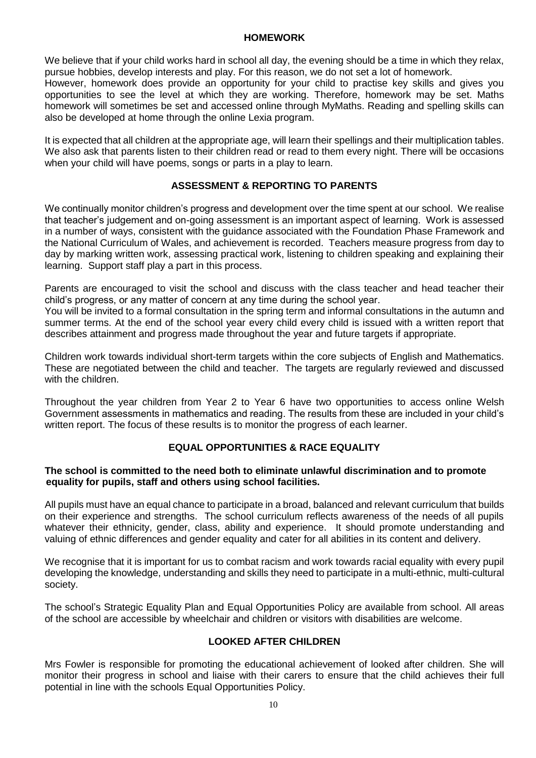## HOMEWORK

We believe that if your child works hard in school all day, the evening should be a time in which they relax, pursue hobbies, develop interests and play. For this reason, we do not set a lot of homework.
However, homework does provide an opportunity for your child to practise key skills and gives you opportunities to see the level at which they are working. Therefore, homework may be set. Maths homework will sometimes be set and accessed online through MyMaths. Reading and spelling skills can also be developed at home through the online Lexia program.

It is expected that all children at the appropriate age, will learn their spellings and their multiplication tables. We also ask that parents listen to their children read or read to them every night. There will be occasions when your child will have poems, songs or parts in a play to learn.

## ASSESSMENT & REPORTING TO PARENTS

We continually monitor children's progress and development over the time spent at our school. We realise that teacher's judgement and on-going assessment is an important aspect of learning. Work is assessed in a number of ways, consistent with the guidance associated with the Foundation Phase Framework and the National Curriculum of Wales, and achievement is recorded. Teachers measure progress from day to day by marking written work, assessing practical work, listening to children speaking and explaining their learning. Support staff play a part in this process.

Parents are encouraged to visit the school and discuss with the class teacher and head teacher their child's progress, or any matter of concern at any time during the school year.
You will be invited to a formal consultation in the spring term and informal consultations in the autumn and summer terms. At the end of the school year every child every child is issued with a written report that describes attainment and progress made throughout the year and future targets if appropriate.

Children work towards individual short-term targets within the core subjects of English and Mathematics. These are negotiated between the child and teacher. The targets are regularly reviewed and discussed with the children.

Throughout the year children from Year 2 to Year 6 have two opportunities to access online Welsh Government assessments in mathematics and reading. The results from these are included in your child's written report. The focus of these results is to monitor the progress of each learner.

## EQUAL OPPORTUNITIES & RACE EQUALITY

**The school is committed to the need both to eliminate unlawful discrimination and to promote equality for pupils, staff and others using school facilities.**

All pupils must have an equal chance to participate in a broad, balanced and relevant curriculum that builds on their experience and strengths. The school curriculum reflects awareness of the needs of all pupils whatever their ethnicity, gender, class, ability and experience. It should promote understanding and valuing of ethnic differences and gender equality and cater for all abilities in its content and delivery.

We recognise that it is important for us to combat racism and work towards racial equality with every pupil developing the knowledge, understanding and skills they need to participate in a multi-ethnic, multi-cultural society.

The school's Strategic Equality Plan and Equal Opportunities Policy are available from school. All areas of the school are accessible by wheelchair and children or visitors with disabilities are welcome.

## LOOKED AFTER CHILDREN

Mrs Fowler is responsible for promoting the educational achievement of looked after children. She will monitor their progress in school and liaise with their carers to ensure that the child achieves their full potential in line with the schools Equal Opportunities Policy.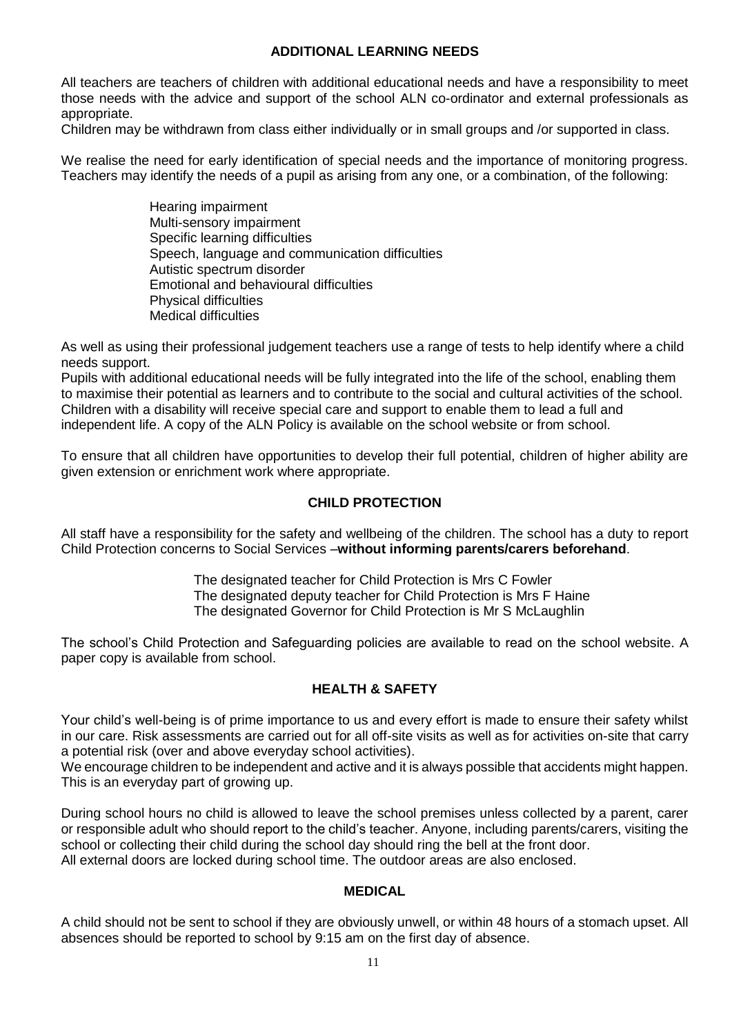## ADDITIONAL LEARNING NEEDS

All teachers are teachers of children with additional educational needs and have a responsibility to meet those needs with the advice and support of the school ALN co-ordinator and external professionals as appropriate.
Children may be withdrawn from class either individually or in small groups and /or supported in class.

We realise the need for early identification of special needs and the importance of monitoring progress. Teachers may identify the needs of a pupil as arising from any one, or a combination, of the following:

- Hearing impairment
- Multi-sensory impairment
- Specific learning difficulties
- Speech, language and communication difficulties
- Autistic spectrum disorder
- Emotional and behavioural difficulties
- Physical difficulties
- Medical difficulties

As well as using their professional judgement teachers use a range of tests to help identify where a child needs support.
Pupils with additional educational needs will be fully integrated into the life of the school, enabling them to maximise their potential as learners and to contribute to the social and cultural activities of the school. Children with a disability will receive special care and support to enable them to lead a full and independent life. A copy of the ALN Policy is available on the school website or from school.

To ensure that all children have opportunities to develop their full potential, children of higher ability are given extension or enrichment work where appropriate.

## CHILD PROTECTION

All staff have a responsibility for the safety and wellbeing of the children. The school has a duty to report Child Protection concerns to Social Services –**without informing parents/carers beforehand**.

The designated teacher for Child Protection is Mrs C Fowler
The designated deputy teacher for Child Protection is Mrs F Haine
The designated Governor for Child Protection is Mr S McLaughlin

The school's Child Protection and Safeguarding policies are available to read on the school website. A paper copy is available from school.

## HEALTH & SAFETY

Your child's well-being is of prime importance to us and every effort is made to ensure their safety whilst in our care. Risk assessments are carried out for all off-site visits as well as for activities on-site that carry a potential risk (over and above everyday school activities).
We encourage children to be independent and active and it is always possible that accidents might happen. This is an everyday part of growing up.

During school hours no child is allowed to leave the school premises unless collected by a parent, carer or responsible adult who should report to the child's teacher. Anyone, including parents/carers, visiting the school or collecting their child during the school day should ring the bell at the front door.
All external doors are locked during school time. The outdoor areas are also enclosed.

## MEDICAL

A child should not be sent to school if they are obviously unwell, or within 48 hours of a stomach upset. All absences should be reported to school by 9:15 am on the first day of absence.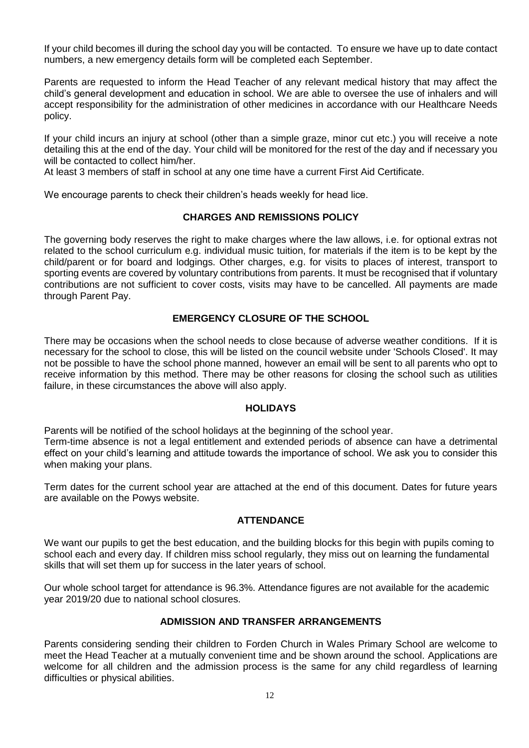If your child becomes ill during the school day you will be contacted. To ensure we have up to date contact numbers, a new emergency details form will be completed each September.

Parents are requested to inform the Head Teacher of any relevant medical history that may affect the child's general development and education in school. We are able to oversee the use of inhalers and will accept responsibility for the administration of other medicines in accordance with our Healthcare Needs policy.

If your child incurs an injury at school (other than a simple graze, minor cut etc.) you will receive a note detailing this at the end of the day. Your child will be monitored for the rest of the day and if necessary you will be contacted to collect him/her.
At least 3 members of staff in school at any one time have a current First Aid Certificate.

We encourage parents to check their children's heads weekly for head lice.

## CHARGES AND REMISSIONS POLICY

The governing body reserves the right to make charges where the law allows, i.e. for optional extras not related to the school curriculum e.g. individual music tuition, for materials if the item is to be kept by the child/parent or for board and lodgings. Other charges, e.g. for visits to places of interest, transport to sporting events are covered by voluntary contributions from parents. It must be recognised that if voluntary contributions are not sufficient to cover costs, visits may have to be cancelled. All payments are made through Parent Pay.

## EMERGENCY CLOSURE OF THE SCHOOL

There may be occasions when the school needs to close because of adverse weather conditions. If it is necessary for the school to close, this will be listed on the council website under 'Schools Closed'. It may not be possible to have the school phone manned, however an email will be sent to all parents who opt to receive information by this method. There may be other reasons for closing the school such as utilities failure, in these circumstances the above will also apply.

## HOLIDAYS

Parents will be notified of the school holidays at the beginning of the school year.
Term-time absence is not a legal entitlement and extended periods of absence can have a detrimental effect on your child's learning and attitude towards the importance of school. We ask you to consider this when making your plans.

Term dates for the current school year are attached at the end of this document. Dates for future years are available on the Powys website.

## ATTENDANCE

We want our pupils to get the best education, and the building blocks for this begin with pupils coming to school each and every day. If children miss school regularly, they miss out on learning the fundamental skills that will set them up for success in the later years of school.

Our whole school target for attendance is 96.3%. Attendance figures are not available for the academic year 2019/20 due to national school closures.

## ADMISSION AND TRANSFER ARRANGEMENTS

Parents considering sending their children to Forden Church in Wales Primary School are welcome to meet the Head Teacher at a mutually convenient time and be shown around the school. Applications are welcome for all children and the admission process is the same for any child regardless of learning difficulties or physical abilities.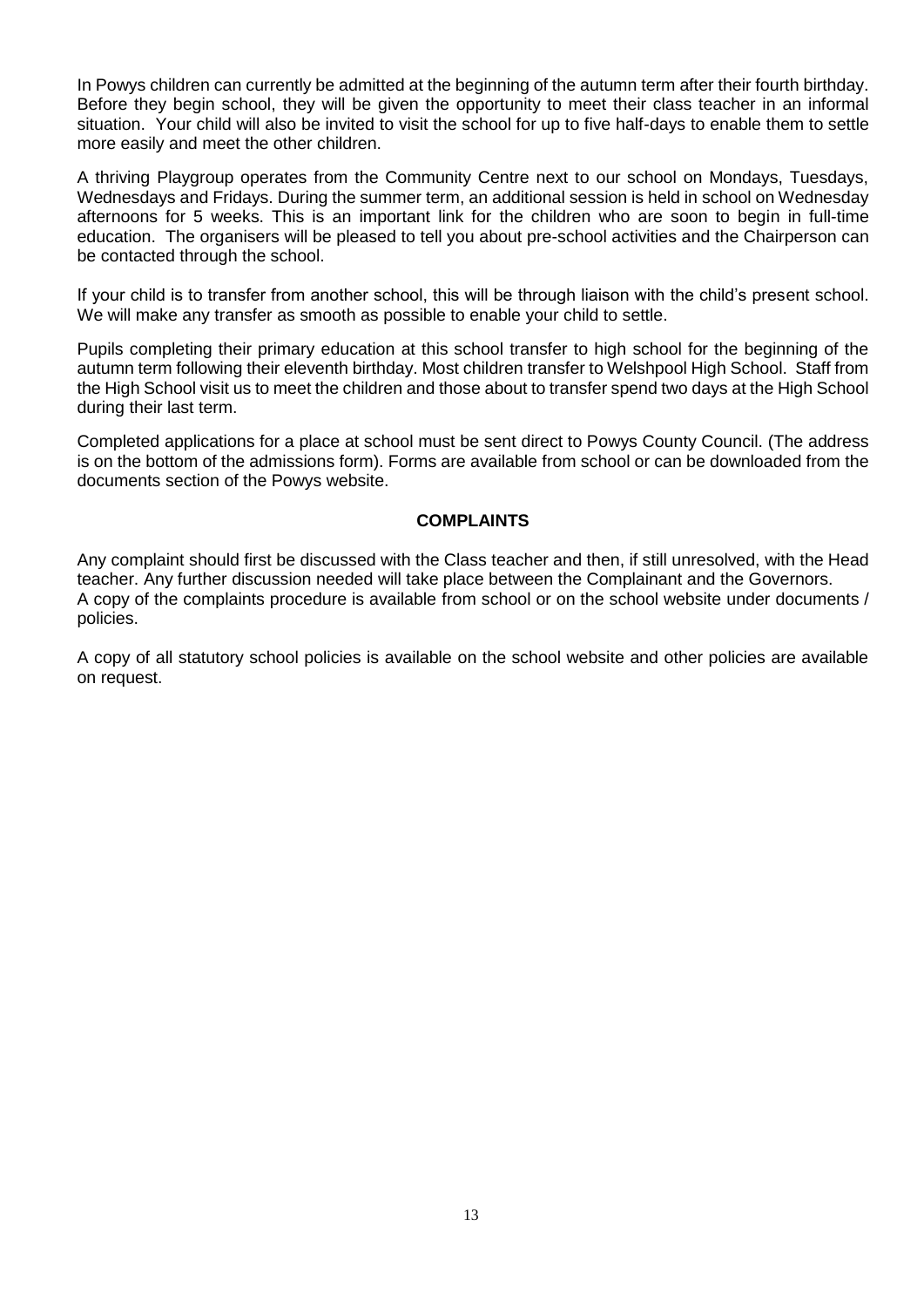In Powys children can currently be admitted at the beginning of the autumn term after their fourth birthday. Before they begin school, they will be given the opportunity to meet their class teacher in an informal situation. Your child will also be invited to visit the school for up to five half-days to enable them to settle more easily and meet the other children.

A thriving Playgroup operates from the Community Centre next to our school on Mondays, Tuesdays, Wednesdays and Fridays. During the summer term, an additional session is held in school on Wednesday afternoons for 5 weeks. This is an important link for the children who are soon to begin in full-time education. The organisers will be pleased to tell you about pre-school activities and the Chairperson can be contacted through the school.

If your child is to transfer from another school, this will be through liaison with the child's present school. We will make any transfer as smooth as possible to enable your child to settle.

Pupils completing their primary education at this school transfer to high school for the beginning of the autumn term following their eleventh birthday. Most children transfer to Welshpool High School. Staff from the High School visit us to meet the children and those about to transfer spend two days at the High School during their last term.

Completed applications for a place at school must be sent direct to Powys County Council. (The address is on the bottom of the admissions form). Forms are available from school or can be downloaded from the documents section of the Powys website.

## COMPLAINTS

Any complaint should first be discussed with the Class teacher and then, if still unresolved, with the Head teacher. Any further discussion needed will take place between the Complainant and the Governors. A copy of the complaints procedure is available from school or on the school website under documents / policies.

A copy of all statutory school policies is available on the school website and other policies are available on request.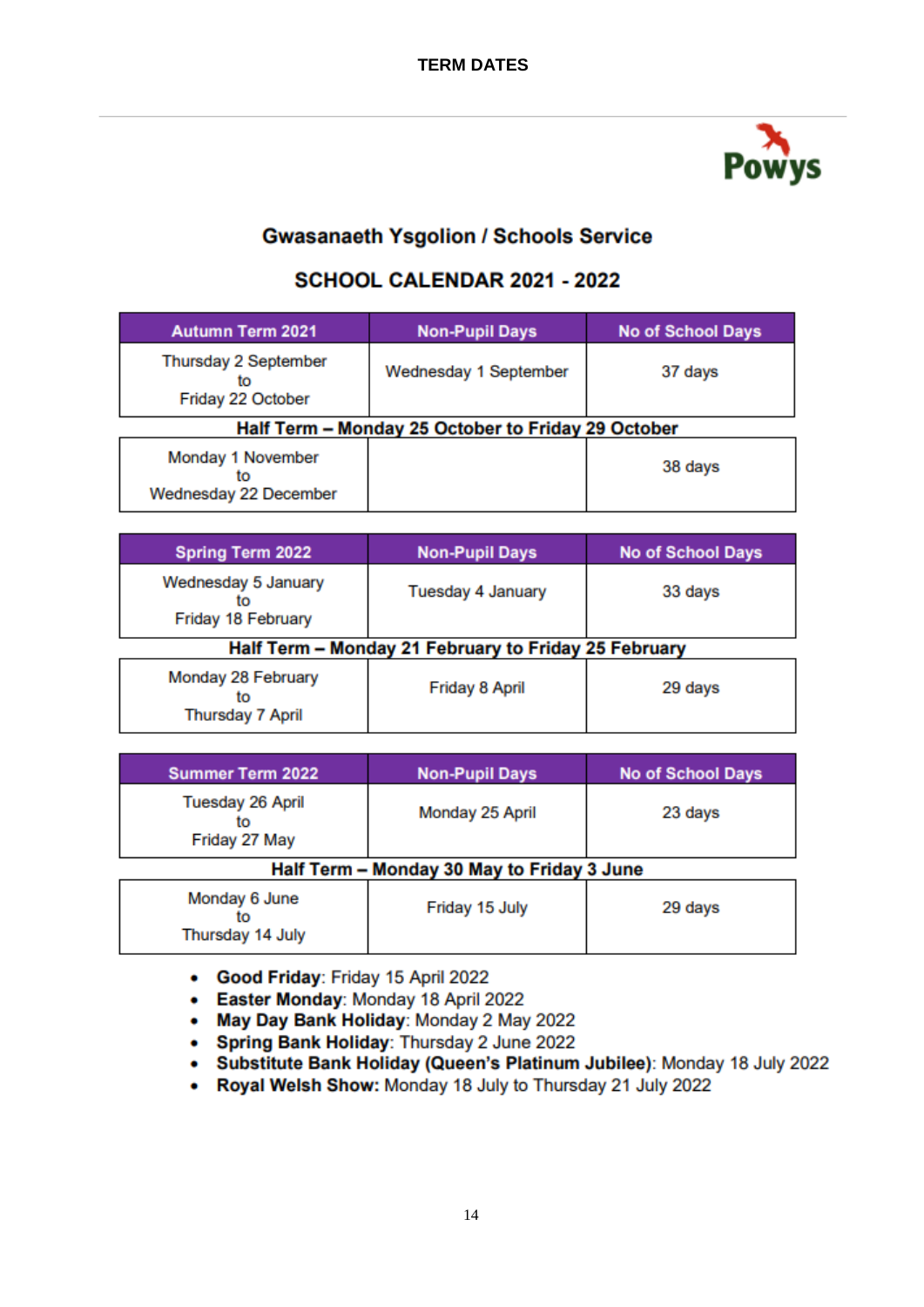TERM DATES

Powys

## Gwasanaeth Ysgolion / Schools Service

## SCHOOL CALENDAR 2021 - 2022

| Autumn Term 2021 | Non-Pupil Days | No of School Days |
|---|---|---|
| Thursday 2 September to Friday 22 October | Wednesday 1 September | 37 days |
| **Half Term – Monday 25 October to Friday 29 October** | | |
| Monday 1 November to Wednesday 22 December | | 38 days |

| Spring Term 2022 | Non-Pupil Days | No of School Days |
|---|---|---|
| Wednesday 5 January to Friday 18 February | Tuesday 4 January | 33 days |
| **Half Term – Monday 21 February to Friday 25 February** | | |
| Monday 28 February to Thursday 7 April | Friday 8 April | 29 days |

| Summer Term 2022 | Non-Pupil Days | No of School Days |
|---|---|---|
| Tuesday 26 April to Friday 27 May | Monday 25 April | 23 days |
| **Half Term – Monday 30 May to Friday 3 June** | | |
| Monday 6 June to Thursday 14 July | Friday 15 July | 29 days |

- **Good Friday**: Friday 15 April 2022
- **Easter Monday**: Monday 18 April 2022
- **May Day Bank Holiday**: Monday 2 May 2022
- **Spring Bank Holiday**: Thursday 2 June 2022
- **Substitute Bank Holiday (Queen's Platinum Jubilee)**: Monday 18 July 2022
- **Royal Welsh Show:** Monday 18 July to Thursday 21 July 2022